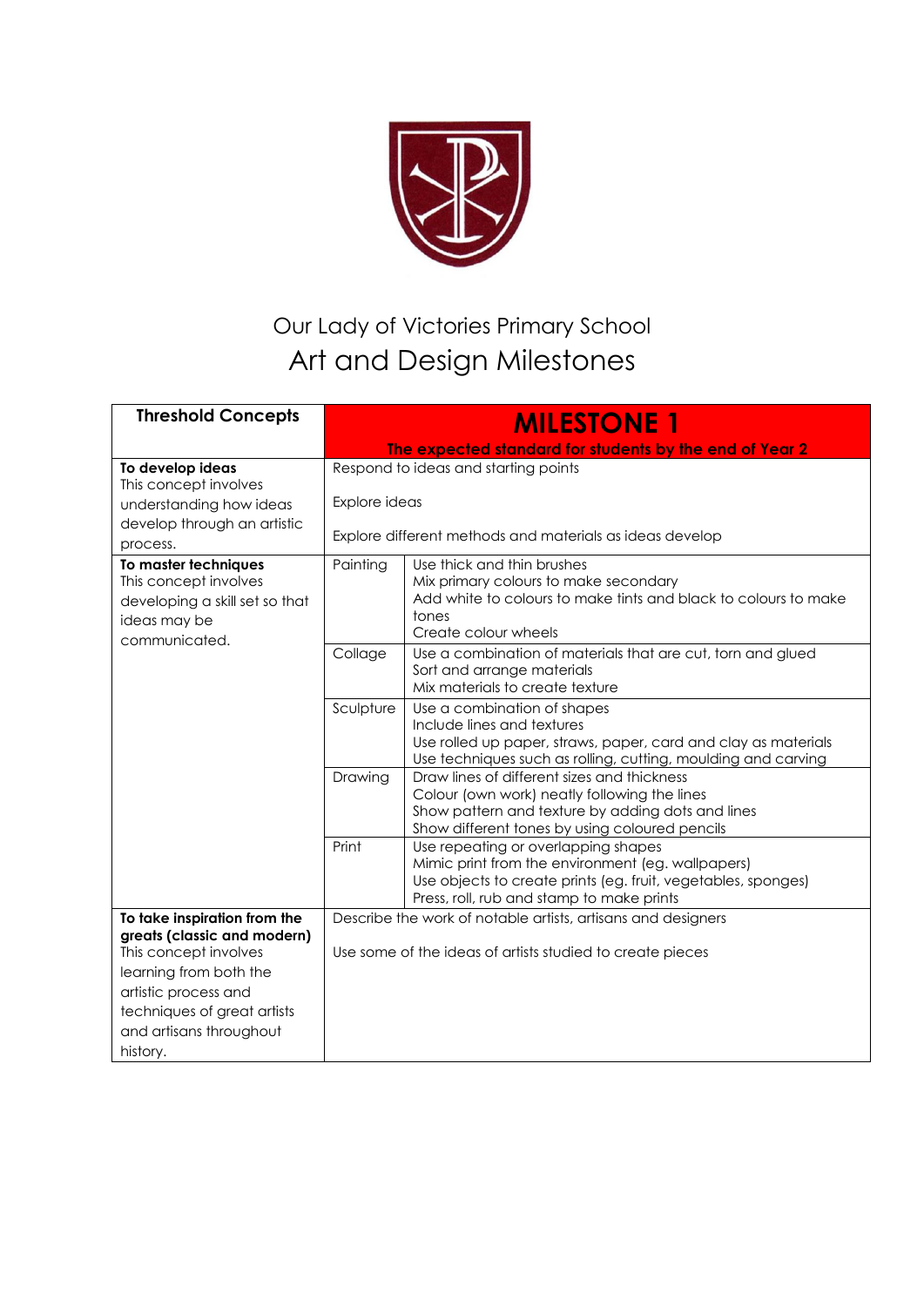# Our Lady of Victories Primary School

## Art and Design Milestones

| Threshold Concepts | MILESTONE 1<br>The expected standard for students by the end of Year 2 | |
|---|---|---|
| **To develop ideas**<br>This concept involves understanding how ideas develop through an artistic process. | Respond to ideas and starting points<br><br>Explore ideas<br><br>Explore different methods and materials as ideas develop | |
| **To master techniques**<br>This concept involves developing a skill set so that ideas may be communicated. | Painting | Use thick and thin brushes<br>Mix primary colours to make secondary<br>Add white to colours to make tints and black to colours to make tones<br>Create colour wheels |
| | Collage | Use a combination of materials that are cut, torn and glued<br>Sort and arrange materials<br>Mix materials to create texture |
| | Sculpture | Use a combination of shapes<br>Include lines and textures<br>Use rolled up paper, straws, paper, card and clay as materials<br>Use techniques such as rolling, cutting, moulding and carving |
| | Drawing | Draw lines of different sizes and thickness<br>Colour (own work) neatly following the lines<br>Show pattern and texture by adding dots and lines<br>Show different tones by using coloured pencils |
| | Print | Use repeating or overlapping shapes<br>Mimic print from the environment (eg. wallpapers)<br>Use objects to create prints (eg. fruit, vegetables, sponges)<br>Press, roll, rub and stamp to make prints |
| **To take inspiration from the greats (classic and modern)**<br>This concept involves learning from both the artistic process and techniques of great artists and artisans throughout history. | Describe the work of notable artists, artisans and designers<br><br>Use some of the ideas of artists studied to create pieces | |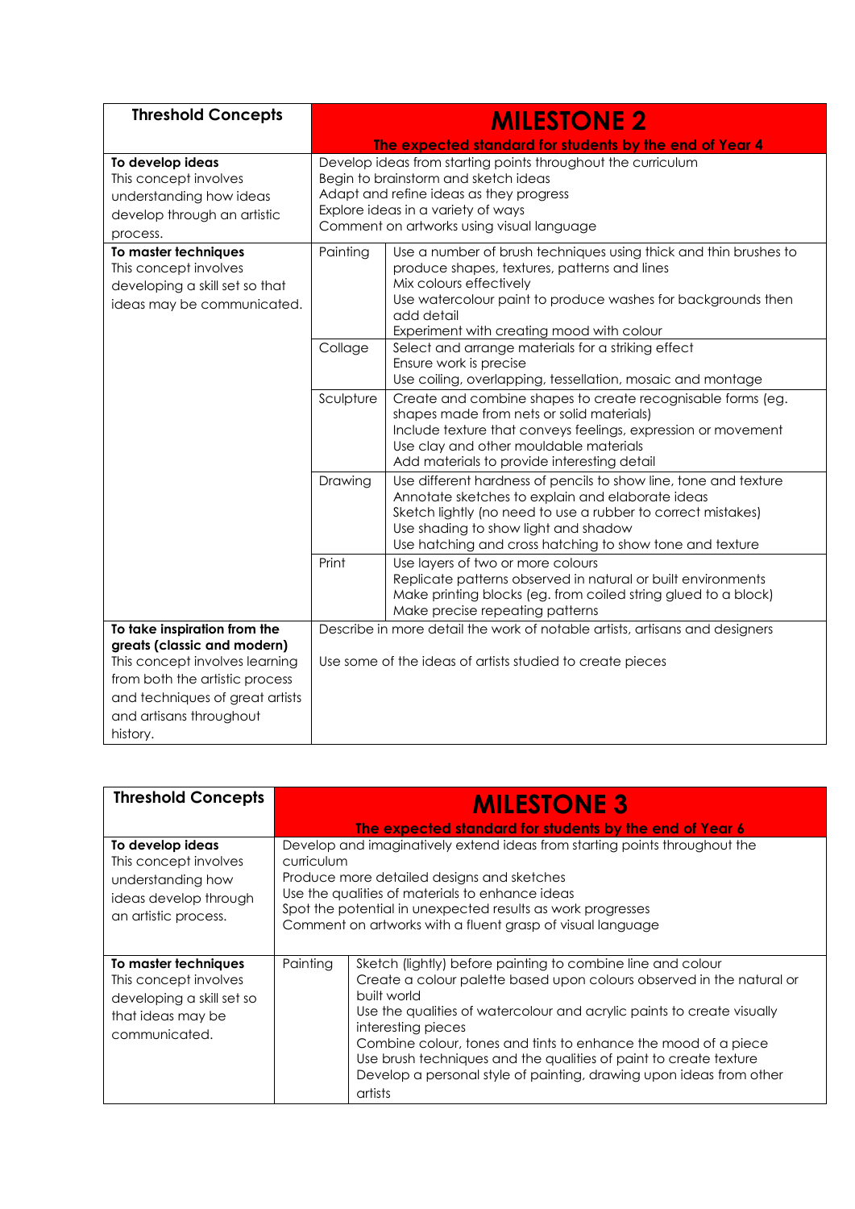| Threshold Concepts | MILESTONE 2<br>The expected standard for students by the end of Year 4 | |
|---|---|---|
| **To develop ideas**<br>This concept involves understanding how ideas develop through an artistic process. | Develop ideas from starting points throughout the curriculum<br>Begin to brainstorm and sketch ideas<br>Adapt and refine ideas as they progress<br>Explore ideas in a variety of ways<br>Comment on artworks using visual language | |
| **To master techniques**<br>This concept involves developing a skill set so that ideas may be communicated. | Painting | Use a number of brush techniques using thick and thin brushes to produce shapes, textures, patterns and lines<br>Mix colours effectively<br>Use watercolour paint to produce washes for backgrounds then add detail<br>Experiment with creating mood with colour |
| | Collage | Select and arrange materials for a striking effect<br>Ensure work is precise<br>Use coiling, overlapping, tessellation, mosaic and montage |
| | Sculpture | Create and combine shapes to create recognisable forms (eg. shapes made from nets or solid materials)<br>Include texture that conveys feelings, expression or movement<br>Use clay and other mouldable materials<br>Add materials to provide interesting detail |
| | Drawing | Use different hardness of pencils to show line, tone and texture<br>Annotate sketches to explain and elaborate ideas<br>Sketch lightly (no need to use a rubber to correct mistakes)<br>Use shading to show light and shadow<br>Use hatching and cross hatching to show tone and texture |
| | Print | Use layers of two or more colours<br>Replicate patterns observed in natural or built environments<br>Make printing blocks (eg. from coiled string glued to a block)<br>Make precise repeating patterns |
| **To take inspiration from the greats (classic and modern)**<br>This concept involves learning from both the artistic process and techniques of great artists and artisans throughout history. | Describe in more detail the work of notable artists, artisans and designers<br><br>Use some of the ideas of artists studied to create pieces | |

| Threshold Concepts | MILESTONE 3<br>The expected standard for students by the end of Year 6 | |
|---|---|---|
| **To develop ideas**<br>This concept involves understanding how ideas develop through an artistic process. | Develop and imaginatively extend ideas from starting points throughout the curriculum<br>Produce more detailed designs and sketches<br>Use the qualities of materials to enhance ideas<br>Spot the potential in unexpected results as work progresses<br>Comment on artworks with a fluent grasp of visual language | |
| **To master techniques**<br>This concept involves developing a skill set so that ideas may be communicated. | Painting | Sketch (lightly) before painting to combine line and colour<br>Create a colour palette based upon colours observed in the natural or built world<br>Use the qualities of watercolour and acrylic paints to create visually interesting pieces<br>Combine colour, tones and tints to enhance the mood of a piece<br>Use brush techniques and the qualities of paint to create texture<br>Develop a personal style of painting, drawing upon ideas from other artists |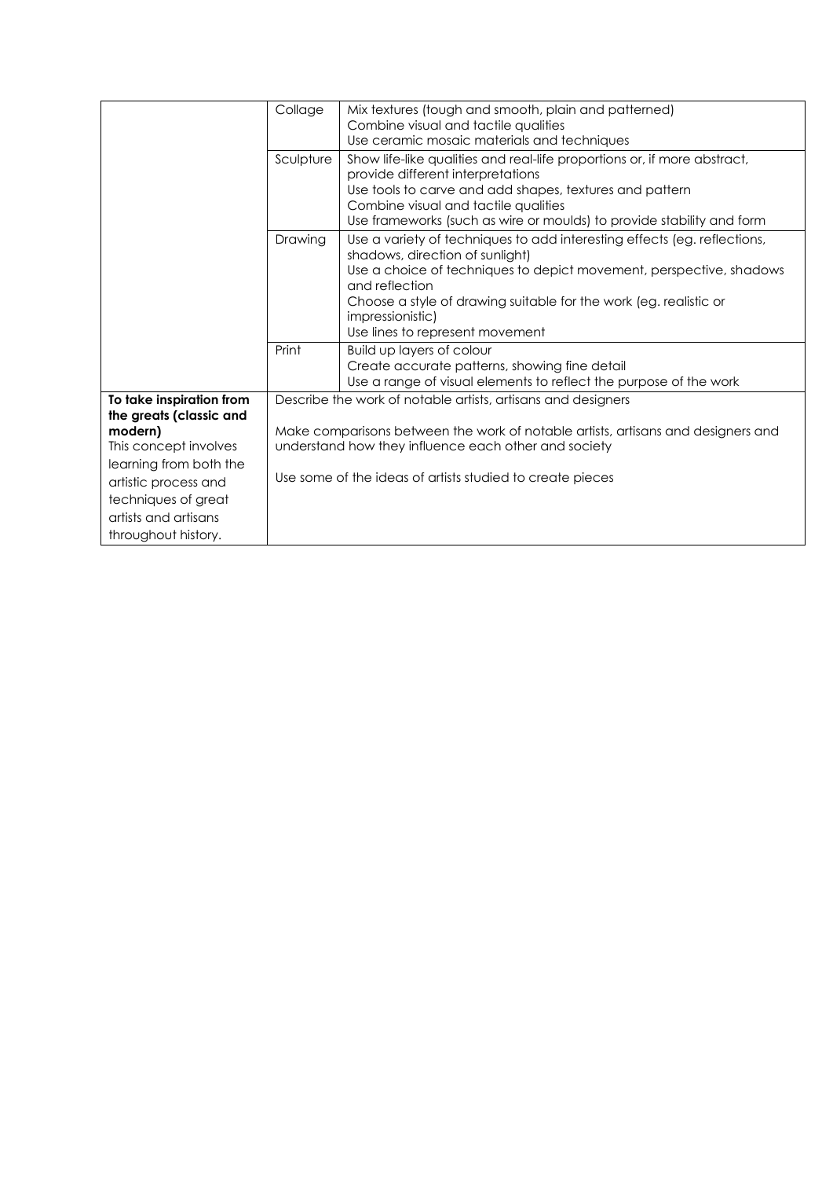| | | |
|---|---|---|
| | Collage | Mix textures (tough and smooth, plain and patterned)<br>Combine visual and tactile qualities<br>Use ceramic mosaic materials and techniques |
| | Sculpture | Show life-like qualities and real-life proportions or, if more abstract, provide different interpretations<br>Use tools to carve and add shapes, textures and pattern<br>Combine visual and tactile qualities<br>Use frameworks (such as wire or moulds) to provide stability and form |
| | Drawing | Use a variety of techniques to add interesting effects (eg. reflections, shadows, direction of sunlight)<br>Use a choice of techniques to depict movement, perspective, shadows and reflection<br>Choose a style of drawing suitable for the work (eg. realistic or impressionistic)<br>Use lines to represent movement |
| | Print | Build up layers of colour<br>Create accurate patterns, showing fine detail<br>Use a range of visual elements to reflect the purpose of the work |
| **To take inspiration from the greats (classic and modern)**<br>This concept involves learning from both the artistic process and techniques of great artists and artisans throughout history. | Describe the work of notable artists, artisans and designers<br><br>Make comparisons between the work of notable artists, artisans and designers and understand how they influence each other and society<br><br>Use some of the ideas of artists studied to create pieces | |